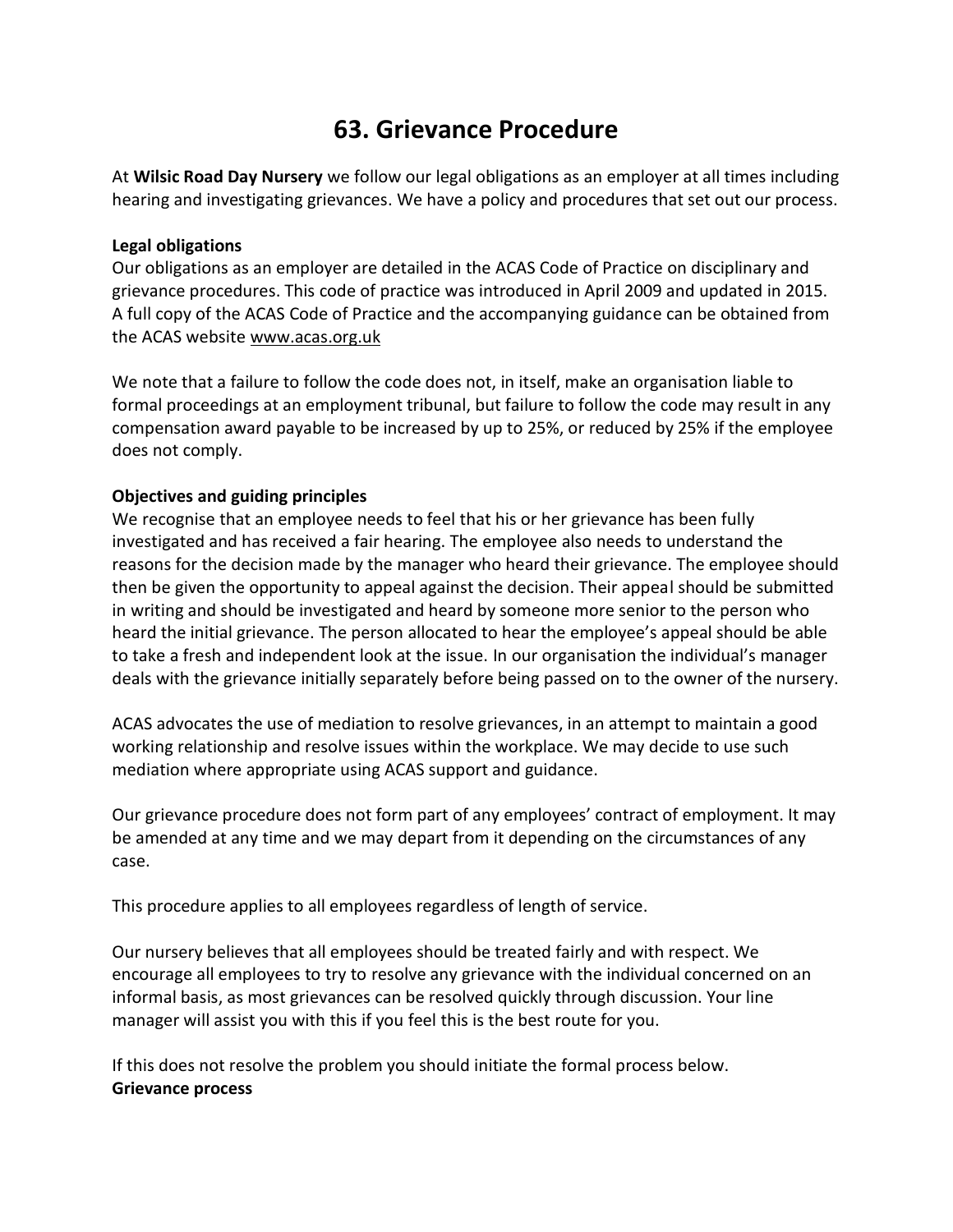# 63. Grievance Procedure

At **Wilsic Road Day Nursery** we follow our legal obligations as an employer at all times including hearing and investigating grievances. We have a policy and procedures that set out our process.

**Legal obligations**

Our obligations as an employer are detailed in the ACAS Code of Practice on disciplinary and grievance procedures. This code of practice was introduced in April 2009 and updated in 2015. A full copy of the ACAS Code of Practice and the accompanying guidance can be obtained from the ACAS website www.acas.org.uk

We note that a failure to follow the code does not, in itself, make an organisation liable to formal proceedings at an employment tribunal, but failure to follow the code may result in any compensation award payable to be increased by up to 25%, or reduced by 25% if the employee does not comply.

**Objectives and guiding principles**

We recognise that an employee needs to feel that his or her grievance has been fully investigated and has received a fair hearing. The employee also needs to understand the reasons for the decision made by the manager who heard their grievance. The employee should then be given the opportunity to appeal against the decision. Their appeal should be submitted in writing and should be investigated and heard by someone more senior to the person who heard the initial grievance. The person allocated to hear the employee's appeal should be able to take a fresh and independent look at the issue. In our organisation the individual's manager deals with the grievance initially separately before being passed on to the owner of the nursery.

ACAS advocates the use of mediation to resolve grievances, in an attempt to maintain a good working relationship and resolve issues within the workplace. We may decide to use such mediation where appropriate using ACAS support and guidance.

Our grievance procedure does not form part of any employees' contract of employment. It may be amended at any time and we may depart from it depending on the circumstances of any case.

This procedure applies to all employees regardless of length of service.

Our nursery believes that all employees should be treated fairly and with respect. We encourage all employees to try to resolve any grievance with the individual concerned on an informal basis, as most grievances can be resolved quickly through discussion. Your line manager will assist you with this if you feel this is the best route for you.

If this does not resolve the problem you should initiate the formal process below.

**Grievance process**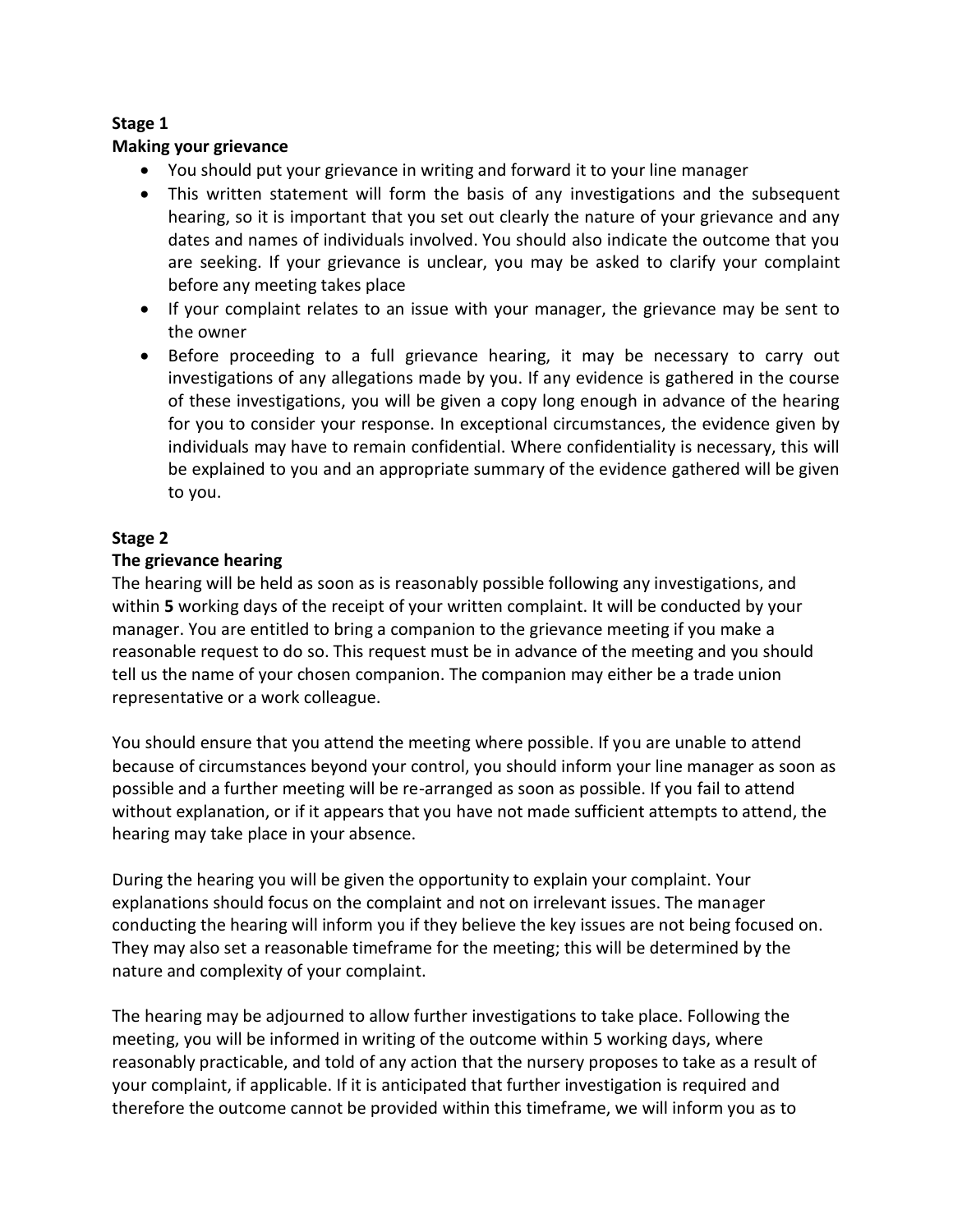**Stage 1**

**Making your grievance**

- You should put your grievance in writing and forward it to your line manager
- This written statement will form the basis of any investigations and the subsequent hearing, so it is important that you set out clearly the nature of your grievance and any dates and names of individuals involved. You should also indicate the outcome that you are seeking. If your grievance is unclear, you may be asked to clarify your complaint before any meeting takes place
- If your complaint relates to an issue with your manager, the grievance may be sent to the owner
- Before proceeding to a full grievance hearing, it may be necessary to carry out investigations of any allegations made by you. If any evidence is gathered in the course of these investigations, you will be given a copy long enough in advance of the hearing for you to consider your response. In exceptional circumstances, the evidence given by individuals may have to remain confidential. Where confidentiality is necessary, this will be explained to you and an appropriate summary of the evidence gathered will be given to you.

**Stage 2**

**The grievance hearing**

The hearing will be held as soon as is reasonably possible following any investigations, and within **5** working days of the receipt of your written complaint. It will be conducted by your manager. You are entitled to bring a companion to the grievance meeting if you make a reasonable request to do so. This request must be in advance of the meeting and you should tell us the name of your chosen companion. The companion may either be a trade union representative or a work colleague.

You should ensure that you attend the meeting where possible. If you are unable to attend because of circumstances beyond your control, you should inform your line manager as soon as possible and a further meeting will be re-arranged as soon as possible. If you fail to attend without explanation, or if it appears that you have not made sufficient attempts to attend, the hearing may take place in your absence.

During the hearing you will be given the opportunity to explain your complaint. Your explanations should focus on the complaint and not on irrelevant issues. The manager conducting the hearing will inform you if they believe the key issues are not being focused on. They may also set a reasonable timeframe for the meeting; this will be determined by the nature and complexity of your complaint.

The hearing may be adjourned to allow further investigations to take place. Following the meeting, you will be informed in writing of the outcome within 5 working days, where reasonably practicable, and told of any action that the nursery proposes to take as a result of your complaint, if applicable. If it is anticipated that further investigation is required and therefore the outcome cannot be provided within this timeframe, we will inform you as to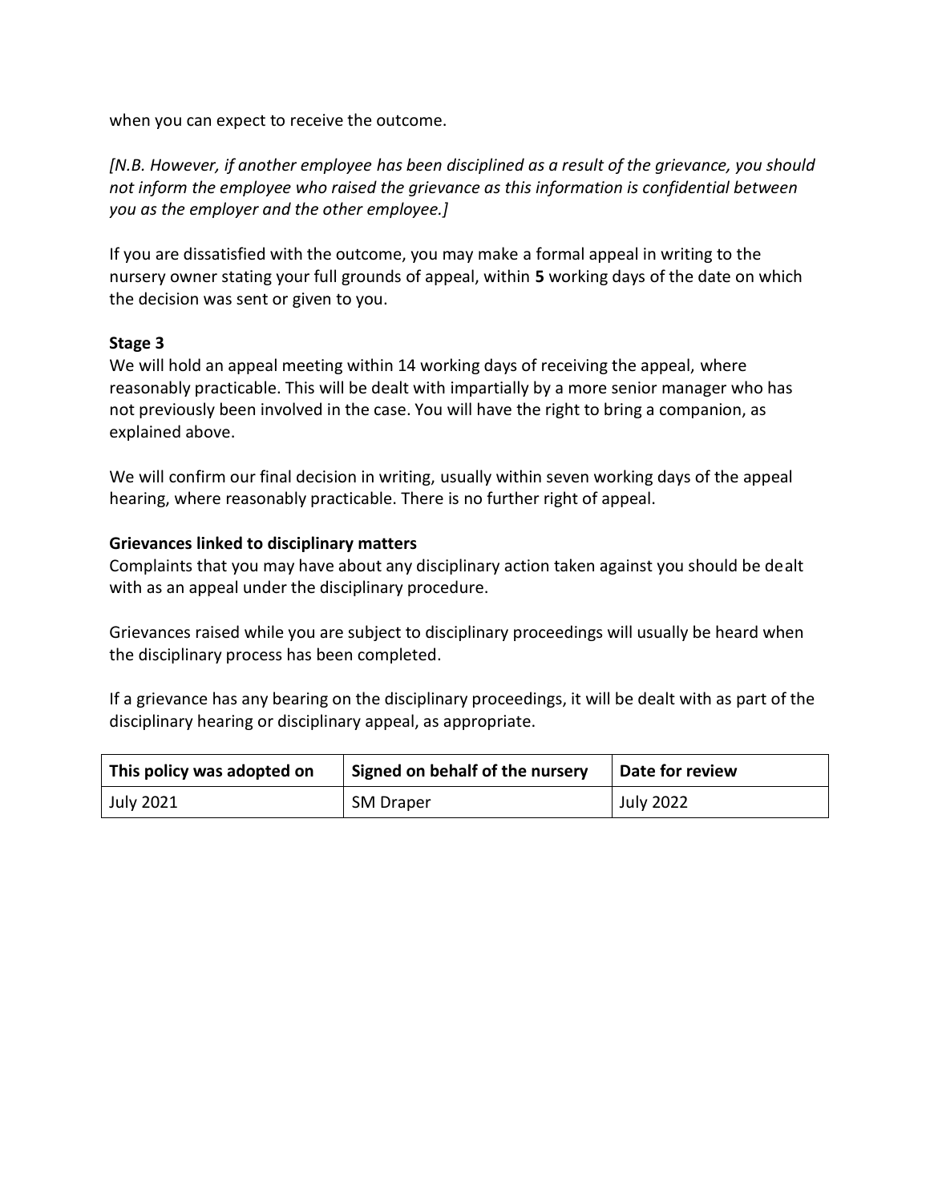when you can expect to receive the outcome.

*[N.B. However, if another employee has been disciplined as a result of the grievance, you should not inform the employee who raised the grievance as this information is confidential between you as the employer and the other employee.]*

If you are dissatisfied with the outcome, you may make a formal appeal in writing to the nursery owner stating your full grounds of appeal, within **5** working days of the date on which the decision was sent or given to you.

**Stage 3**

We will hold an appeal meeting within 14 working days of receiving the appeal, where reasonably practicable. This will be dealt with impartially by a more senior manager who has not previously been involved in the case. You will have the right to bring a companion, as explained above.

We will confirm our final decision in writing, usually within seven working days of the appeal hearing, where reasonably practicable. There is no further right of appeal.

**Grievances linked to disciplinary matters**

Complaints that you may have about any disciplinary action taken against you should be dealt with as an appeal under the disciplinary procedure.

Grievances raised while you are subject to disciplinary proceedings will usually be heard when the disciplinary process has been completed.

If a grievance has any bearing on the disciplinary proceedings, it will be dealt with as part of the disciplinary hearing or disciplinary appeal, as appropriate.

| This policy was adopted on | Signed on behalf of the nursery | Date for review |
| --- | --- | --- |
| July 2021 | SM Draper | July 2022 |